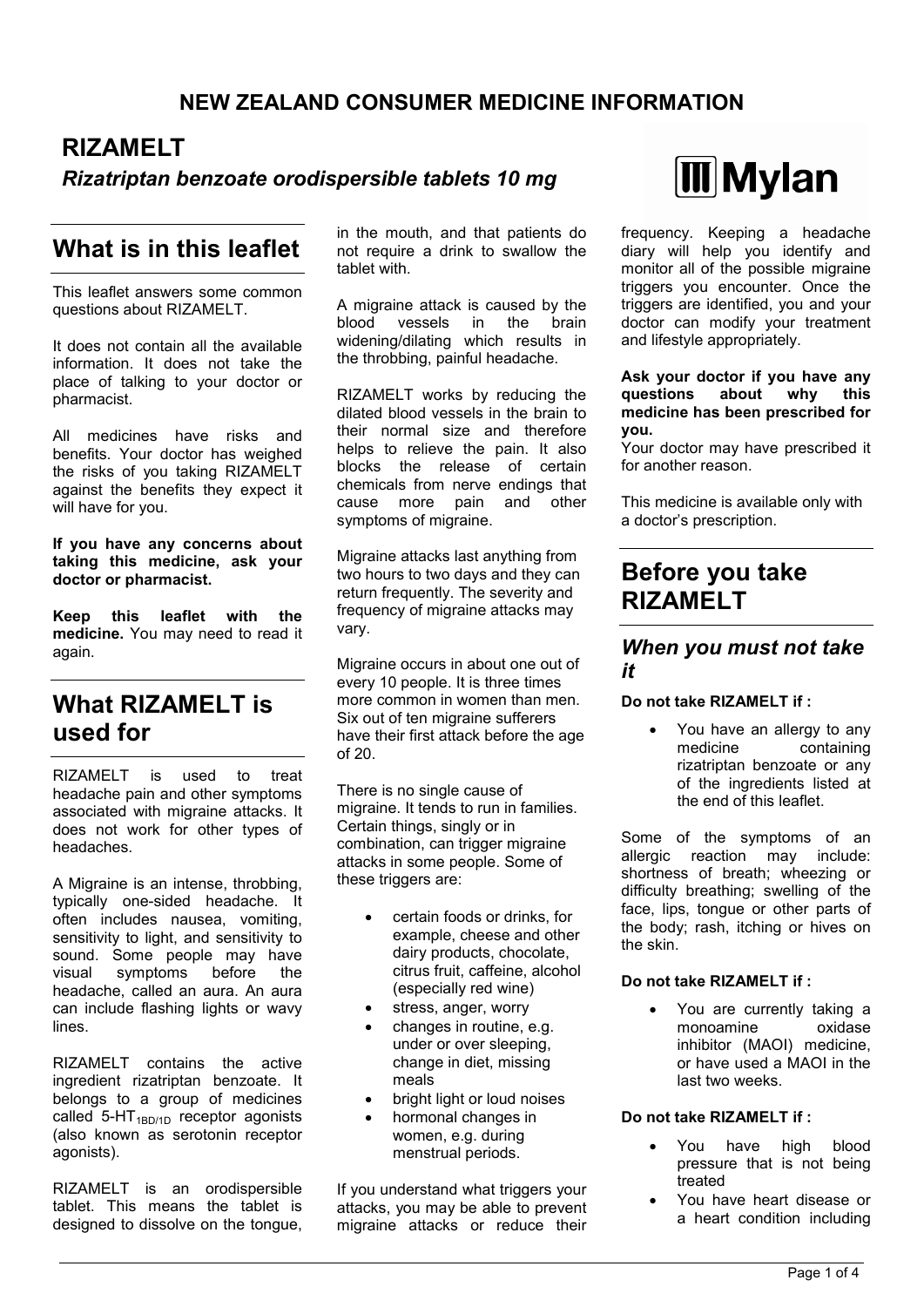## NEW ZEALAND CONSUMER MEDICINE INFORMATION

# RIZAMELT

***Rizatriptan benzoate orodispersible tablets 10 mg***

## What is in this leaflet

This leaflet answers some common questions about RIZAMELT.

It does not contain all the available information. It does not take the place of talking to your doctor or pharmacist.

All medicines have risks and benefits. Your doctor has weighed the risks of you taking RIZAMELT against the benefits they expect it will have for you.

**If you have any concerns about taking this medicine, ask your doctor or pharmacist.**

**Keep this leaflet with the medicine.** You may need to read it again.

## What RIZAMELT is used for

RIZAMELT is used to treat headache pain and other symptoms associated with migraine attacks. It does not work for other types of headaches.

A Migraine is an intense, throbbing, typically one-sided headache. It often includes nausea, vomiting, sensitivity to light, and sensitivity to sound. Some people may have visual symptoms before the headache, called an aura. An aura can include flashing lights or wavy lines.

RIZAMELT contains the active ingredient rizatriptan benzoate. It belongs to a group of medicines called $5\text{-}HT_{1BD/1D}$ receptor agonists (also known as serotonin receptor agonists).

RIZAMELT is an orodispersible tablet. This means the tablet is designed to dissolve on the tongue, in the mouth, and that patients do not require a drink to swallow the tablet with.

A migraine attack is caused by the blood vessels in the brain widening/dilating which results in the throbbing, painful headache.

RIZAMELT works by reducing the dilated blood vessels in the brain to their normal size and therefore helps to relieve the pain. It also blocks the release of certain chemicals from nerve endings that cause more pain and other symptoms of migraine.

Migraine attacks last anything from two hours to two days and they can return frequently. The severity and frequency of migraine attacks may vary.

Migraine occurs in about one out of every 10 people. It is three times more common in women than men. Six out of ten migraine sufferers have their first attack before the age of 20.

There is no single cause of migraine. It tends to run in families. Certain things, singly or in combination, can trigger migraine attacks in some people. Some of these triggers are:

- certain foods or drinks, for example, cheese and other dairy products, chocolate, citrus fruit, caffeine, alcohol (especially red wine)
- stress, anger, worry
- changes in routine, e.g. under or over sleeping, change in diet, missing meals
- bright light or loud noises
- hormonal changes in women, e.g. during menstrual periods.

If you understand what triggers your attacks, you may be able to prevent migraine attacks or reduce their frequency. Keeping a headache diary will help you identify and monitor all of the possible migraine triggers you encounter. Once the triggers are identified, you and your doctor can modify your treatment and lifestyle appropriately.

**Ask your doctor if you have any questions about why this medicine has been prescribed for you.**
Your doctor may have prescribed it for another reason.

This medicine is available only with a doctor's prescription.

## Before you take RIZAMELT

### *When you must not take it*

**Do not take RIZAMELT if :**

- You have an allergy to any medicine containing rizatriptan benzoate or any of the ingredients listed at the end of this leaflet.

Some of the symptoms of an allergic reaction may include: shortness of breath; wheezing or difficulty breathing; swelling of the face, lips, tongue or other parts of the body; rash, itching or hives on the skin.

**Do not take RIZAMELT if :**

- You are currently taking a monoamine oxidase inhibitor (MAOI) medicine, or have used a MAOI in the last two weeks.

**Do not take RIZAMELT if :**

- You have high blood pressure that is not being treated
- You have heart disease or a heart condition including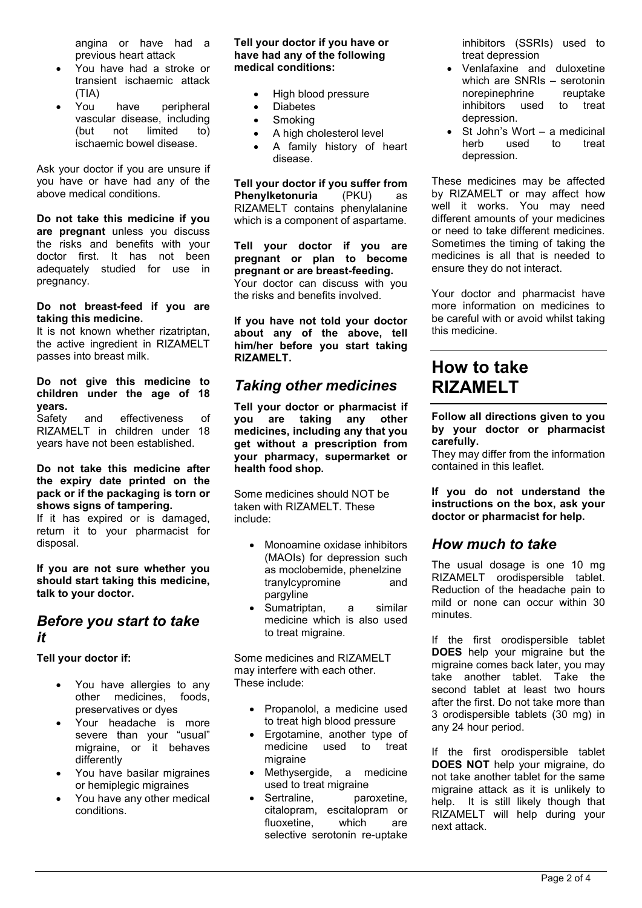angina or have had a previous heart attack

- You have had a stroke or transient ischaemic attack (TIA)
- You have peripheral vascular disease, including (but not limited to) ischaemic bowel disease.

Ask your doctor if you are unsure if you have or have had any of the above medical conditions.

**Do not take this medicine if you are pregnant** unless you discuss the risks and benefits with your doctor first. It has not been adequately studied for use in pregnancy.

**Do not breast-feed if you are taking this medicine.**
It is not known whether rizatriptan, the active ingredient in RIZAMELT passes into breast milk.

**Do not give this medicine to children under the age of 18 years.**
Safety and effectiveness of RIZAMELT in children under 18 years have not been established.

**Do not take this medicine after the expiry date printed on the pack or if the packaging is torn or shows signs of tampering.**
If it has expired or is damaged, return it to your pharmacist for disposal.

**If you are not sure whether you should start taking this medicine, talk to your doctor.**

## *Before you start to take it*

**Tell your doctor if:**

- You have allergies to any other medicines, foods, preservatives or dyes
- Your headache is more severe than your "usual" migraine, or it behaves differently
- You have basilar migraines or hemiplegic migraines
- You have any other medical conditions.

**Tell your doctor if you have or have had any of the following medical conditions:**

- High blood pressure
- Diabetes
- Smoking
- A high cholesterol level
- A family history of heart disease.

**Tell your doctor if you suffer from Phenylketonuria** (PKU) as RIZAMELT contains phenylalanine which is a component of aspartame.

**Tell your doctor if you are pregnant or plan to become pregnant or are breast-feeding.**
Your doctor can discuss with you the risks and benefits involved.

**If you have not told your doctor about any of the above, tell him/her before you start taking RIZAMELT.**

## *Taking other medicines*

**Tell your doctor or pharmacist if you are taking any other medicines, including any that you get without a prescription from your pharmacy, supermarket or health food shop.**

Some medicines should NOT be taken with RIZAMELT. These include:

- Monoamine oxidase inhibitors (MAOIs) for depression such as moclobemide, phenelzine tranylcypromine and pargyline
- Sumatriptan, a similar medicine which is also used to treat migraine.

Some medicines and RIZAMELT may interfere with each other. These include:

- Propanolol, a medicine used to treat high blood pressure
- Ergotamine, another type of medicine used to treat migraine
- Methysergide, a medicine used to treat migraine
- Sertraline, paroxetine, citalopram, escitalopram or fluoxetine, which are selective serotonin re-uptake inhibitors (SSRIs) used to treat depression
- Venlafaxine and duloxetine which are SNRIs – serotonin norepinephrine reuptake inhibitors used to treat depression.
- St John's Wort – a medicinal herb used to treat depression.

These medicines may be affected by RIZAMELT or may affect how well it works. You may need different amounts of your medicines or need to take different medicines. Sometimes the timing of taking the medicines is all that is needed to ensure they do not interact.

Your doctor and pharmacist have more information on medicines to be careful with or avoid whilst taking this medicine.

# How to take RIZAMELT

**Follow all directions given to you by your doctor or pharmacist carefully.**
They may differ from the information contained in this leaflet.

**If you do not understand the instructions on the box, ask your doctor or pharmacist for help.**

## *How much to take*

The usual dosage is one 10 mg RIZAMELT orodispersible tablet. Reduction of the headache pain to mild or none can occur within 30 minutes.

If the first orodispersible tablet **DOES** help your migraine but the migraine comes back later, you may take another tablet. Take the second tablet at least two hours after the first. Do not take more than 3 orodispersible tablets (30 mg) in any 24 hour period.

If the first orodispersible tablet **DOES NOT** help your migraine, do not take another tablet for the same migraine attack as it is unlikely to help. It is still likely though that RIZAMELT will help during your next attack.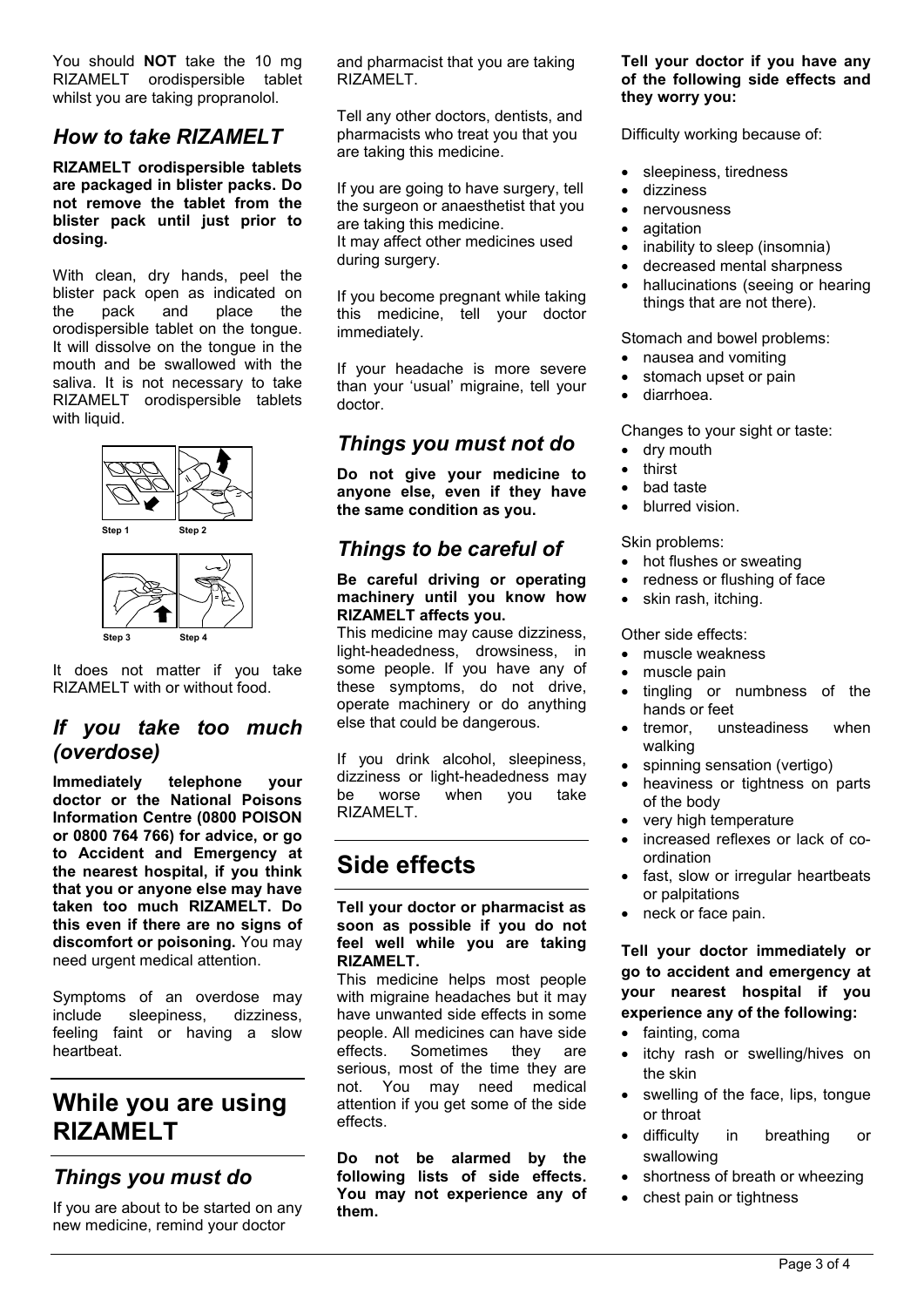You should **NOT** take the 10 mg RIZAMELT orodispersible tablet whilst you are taking propranolol.

## *How to take RIZAMELT*

**RIZAMELT orodispersible tablets are packaged in blister packs. Do not remove the tablet from the blister pack until just prior to dosing.**

With clean, dry hands, peel the blister pack open as indicated on the pack and place the orodispersible tablet on the tongue. It will dissolve on the tongue in the mouth and be swallowed with the saliva. It is not necessary to take RIZAMELT orodispersible tablets with liquid.

Step 1 Step 2

Step 3 Step 4

It does not matter if you take RIZAMELT with or without food.

## *If you take too much (overdose)*

**Immediately telephone your doctor or the National Poisons Information Centre (0800 POISON or 0800 764 766) for advice, or go to Accident and Emergency at the nearest hospital, if you think that you or anyone else may have taken too much RIZAMELT. Do this even if there are no signs of discomfort or poisoning.** You may need urgent medical attention.

Symptoms of an overdose may include sleepiness, dizziness, feeling faint or having a slow heartbeat.

# While you are using RIZAMELT

## *Things you must do*

If you are about to be started on any new medicine, remind your doctor and pharmacist that you are taking RIZAMELT.

Tell any other doctors, dentists, and pharmacists who treat you that you are taking this medicine.

If you are going to have surgery, tell the surgeon or anaesthetist that you are taking this medicine.
It may affect other medicines used during surgery.

If you become pregnant while taking this medicine, tell your doctor immediately.

If your headache is more severe than your 'usual' migraine, tell your doctor.

## *Things you must not do*

**Do not give your medicine to anyone else, even if they have the same condition as you.**

## *Things to be careful of*

**Be careful driving or operating machinery until you know how RIZAMELT affects you.**
This medicine may cause dizziness, light-headedness, drowsiness, in some people. If you have any of these symptoms, do not drive, operate machinery or do anything else that could be dangerous.

If you drink alcohol, sleepiness, dizziness or light-headedness may be worse when you take RIZAMELT.

# Side effects

**Tell your doctor or pharmacist as soon as possible if you do not feel well while you are taking RIZAMELT.**
This medicine helps most people with migraine headaches but it may have unwanted side effects in some people. All medicines can have side effects. Sometimes they are serious, most of the time they are not. You may need medical attention if you get some of the side effects.

**Do not be alarmed by the following lists of side effects. You may not experience any of them.**

**Tell your doctor if you have any of the following side effects and they worry you:**

Difficulty working because of:

- sleepiness, tiredness
- dizziness
- nervousness
- agitation
- inability to sleep (insomnia)
- decreased mental sharpness
- hallucinations (seeing or hearing things that are not there).

Stomach and bowel problems:
- nausea and vomiting
- stomach upset or pain
- diarrhoea.

Changes to your sight or taste:
- dry mouth
- thirst
- bad taste
- blurred vision.

Skin problems:
- hot flushes or sweating
- redness or flushing of face
- skin rash, itching.

Other side effects:
- muscle weakness
- muscle pain
- tingling or numbness of the hands or feet
- tremor, unsteadiness when walking
- spinning sensation (vertigo)
- heaviness or tightness on parts of the body
- very high temperature
- increased reflexes or lack of co-ordination
- fast, slow or irregular heartbeats or palpitations
- neck or face pain.

**Tell your doctor immediately or go to accident and emergency at your nearest hospital if you experience any of the following:**
- fainting, coma
- itchy rash or swelling/hives on the skin
- swelling of the face, lips, tongue or throat
- difficulty in breathing or swallowing
- shortness of breath or wheezing
- chest pain or tightness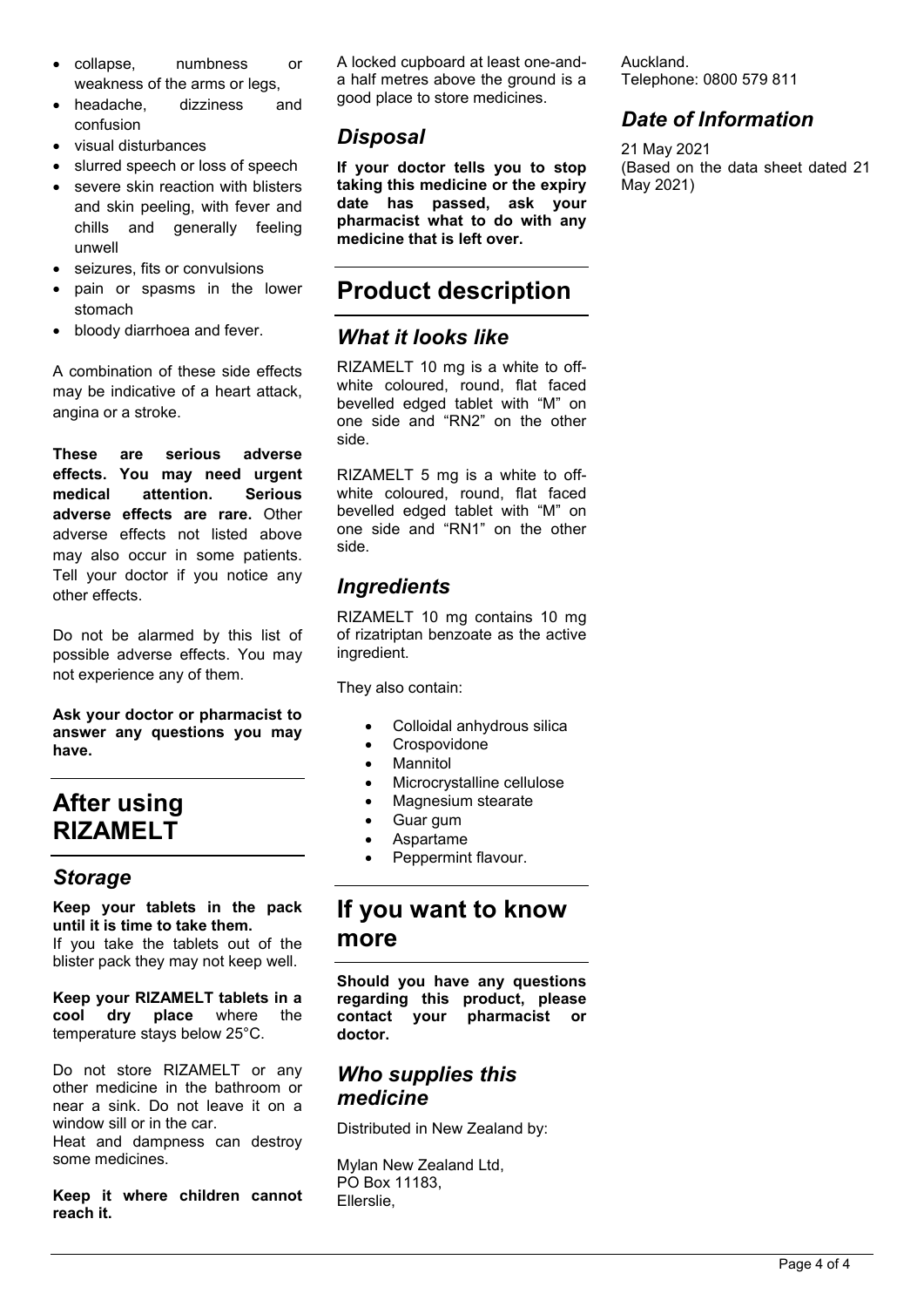- collapse, numbness or weakness of the arms or legs,
- headache, dizziness and confusion
- visual disturbances
- slurred speech or loss of speech
- severe skin reaction with blisters and skin peeling, with fever and chills and generally feeling unwell
- seizures, fits or convulsions
- pain or spasms in the lower stomach
- bloody diarrhoea and fever.

A combination of these side effects may be indicative of a heart attack, angina or a stroke.

**These are serious adverse effects. You may need urgent medical attention. Serious adverse effects are rare.** Other adverse effects not listed above may also occur in some patients. Tell your doctor if you notice any other effects.

Do not be alarmed by this list of possible adverse effects. You may not experience any of them.

**Ask your doctor or pharmacist to answer any questions you may have.**

# After using RIZAMELT

## *Storage*

**Keep your tablets in the pack until it is time to take them.**
If you take the tablets out of the blister pack they may not keep well.

**Keep your RIZAMELT tablets in a cool dry place** where the temperature stays below 25°C.

Do not store RIZAMELT or any other medicine in the bathroom or near a sink. Do not leave it on a window sill or in the car.
Heat and dampness can destroy some medicines.

**Keep it where children cannot reach it.**

A locked cupboard at least one-and-a half metres above the ground is a good place to store medicines.

## *Disposal*

**If your doctor tells you to stop taking this medicine or the expiry date has passed, ask your pharmacist what to do with any medicine that is left over.**

# Product description

## *What it looks like*

RIZAMELT 10 mg is a white to off-white coloured, round, flat faced bevelled edged tablet with "M" on one side and "RN2" on the other side.

RIZAMELT 5 mg is a white to off-white coloured, round, flat faced bevelled edged tablet with "M" on one side and "RN1" on the other side.

## *Ingredients*

RIZAMELT 10 mg contains 10 mg of rizatriptan benzoate as the active ingredient.

They also contain:

- Colloidal anhydrous silica
- Crospovidone
- Mannitol
- Microcrystalline cellulose
- Magnesium stearate
- Guar gum
- Aspartame
- Peppermint flavour.

# If you want to know more

**Should you have any questions regarding this product, please contact your pharmacist or doctor.**

## *Who supplies this medicine*

Distributed in New Zealand by:

Mylan New Zealand Ltd,
PO Box 11183,
Ellerslie,
Auckland.
Telephone: 0800 579 811

## *Date of Information*

21 May 2021
(Based on the data sheet dated 21 May 2021)